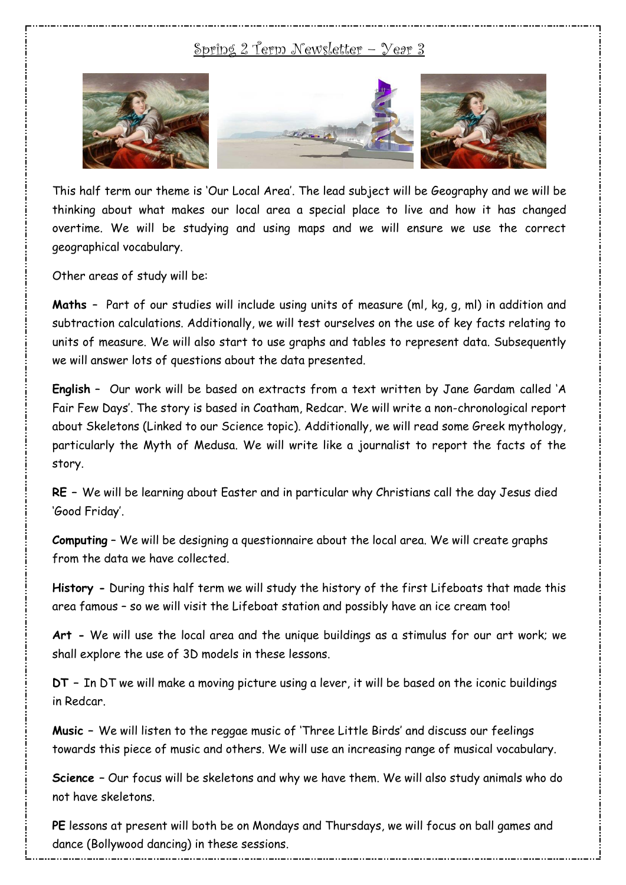# Spring 2 Term Newsletter – Year 3

This half term our theme is 'Our Local Area'. The lead subject will be Geography and we will be thinking about what makes our local area a special place to live and how it has changed overtime. We will be studying and using maps and we will ensure we use the correct geographical vocabulary.

Other areas of study will be:

**Maths** – Part of our studies will include using units of measure (ml, kg, g, ml) in addition and subtraction calculations. Additionally, we will test ourselves on the use of key facts relating to units of measure. We will also start to use graphs and tables to represent data. Subsequently we will answer lots of questions about the data presented.

**English** – Our work will be based on extracts from a text written by Jane Gardam called 'A Fair Few Days'. The story is based in Coatham, Redcar. We will write a non-chronological report about Skeletons (Linked to our Science topic). Additionally, we will read some Greek mythology, particularly the Myth of Medusa. We will write like a journalist to report the facts of the story.

**RE** – We will be learning about Easter and in particular why Christians call the day Jesus died 'Good Friday'.

**Computing** – We will be designing a questionnaire about the local area. We will create graphs from the data we have collected.

**History -** During this half term we will study the history of the first Lifeboats that made this area famous – so we will visit the Lifeboat station and possibly have an ice cream too!

**Art -** We will use the local area and the unique buildings as a stimulus for our art work; we shall explore the use of 3D models in these lessons.

**DT** – In DT we will make a moving picture using a lever, it will be based on the iconic buildings in Redcar.

**Music** – We will listen to the reggae music of 'Three Little Birds' and discuss our feelings towards this piece of music and others. We will use an increasing range of musical vocabulary.

**Science** – Our focus will be skeletons and why we have them. We will also study animals who do not have skeletons.

**PE** lessons at present will both be on Mondays and Thursdays, we will focus on ball games and dance (Bollywood dancing) in these sessions.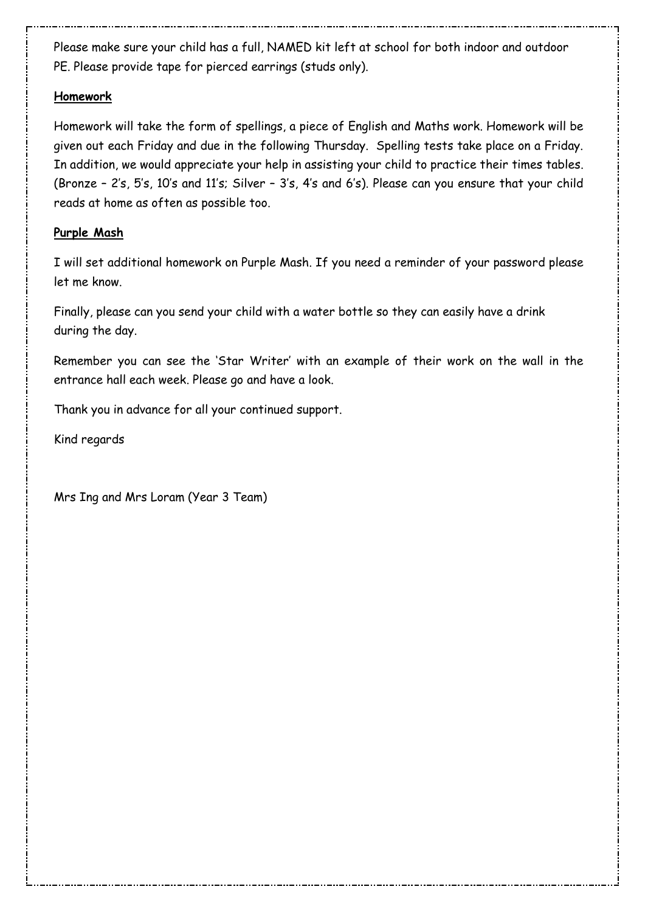Please make sure your child has a full, NAMED kit left at school for both indoor and outdoor PE. Please provide tape for pierced earrings (studs only).

**Homework**

Homework will take the form of spellings, a piece of English and Maths work. Homework will be given out each Friday and due in the following Thursday. Spelling tests take place on a Friday. In addition, we would appreciate your help in assisting your child to practice their times tables. (Bronze – 2's, 5's, 10's and 11's; Silver – 3's, 4's and 6's). Please can you ensure that your child reads at home as often as possible too.

**Purple Mash**

I will set additional homework on Purple Mash. If you need a reminder of your password please let me know.

Finally, please can you send your child with a water bottle so they can easily have a drink during the day.

Remember you can see the 'Star Writer' with an example of their work on the wall in the entrance hall each week. Please go and have a look.

Thank you in advance for all your continued support.

Kind regards

Mrs Ing and Mrs Loram (Year 3 Team)